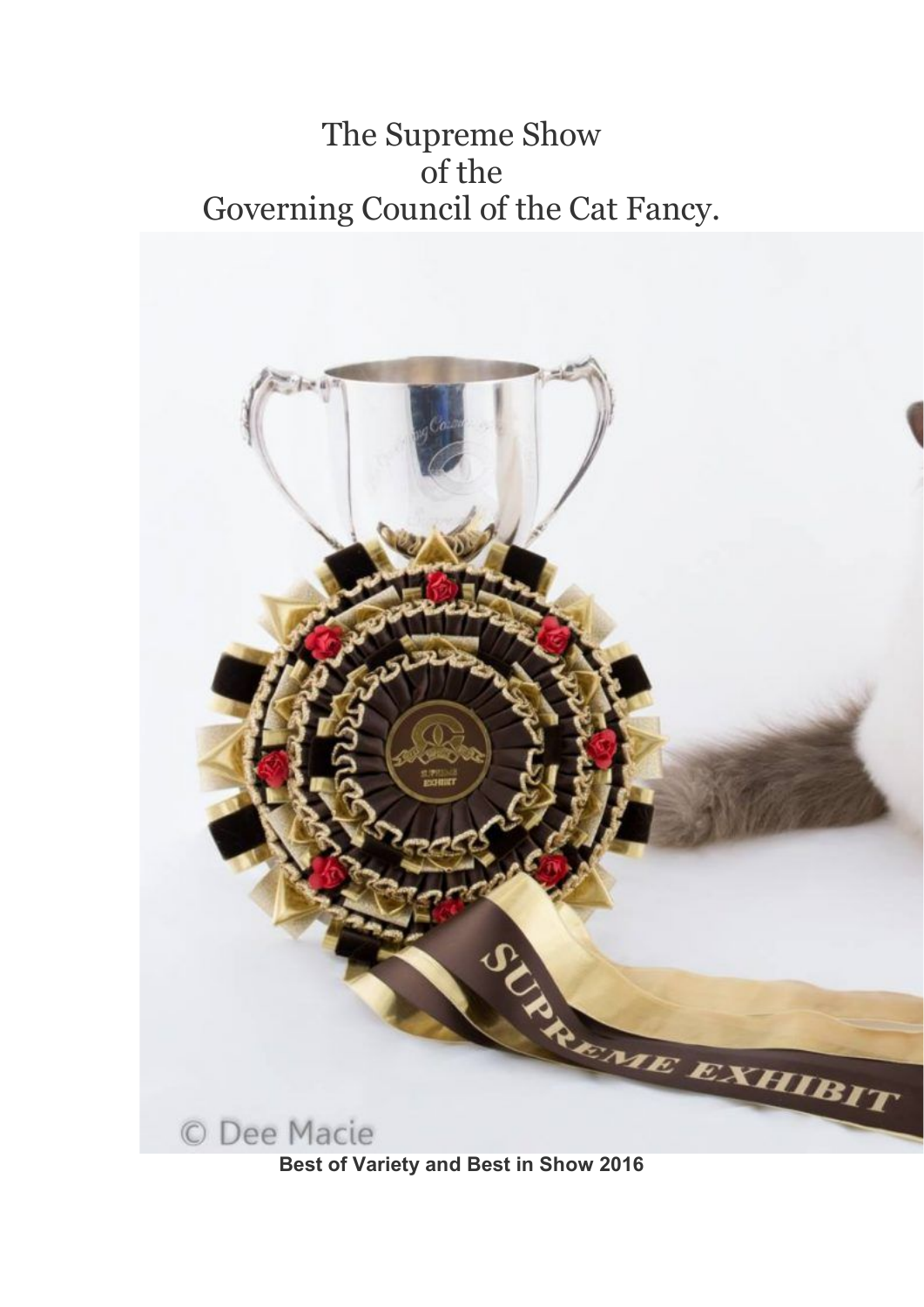# The Supreme Show of the Governing Council of the Cat Fancy.

**Best of Variety and Best in Show 2016**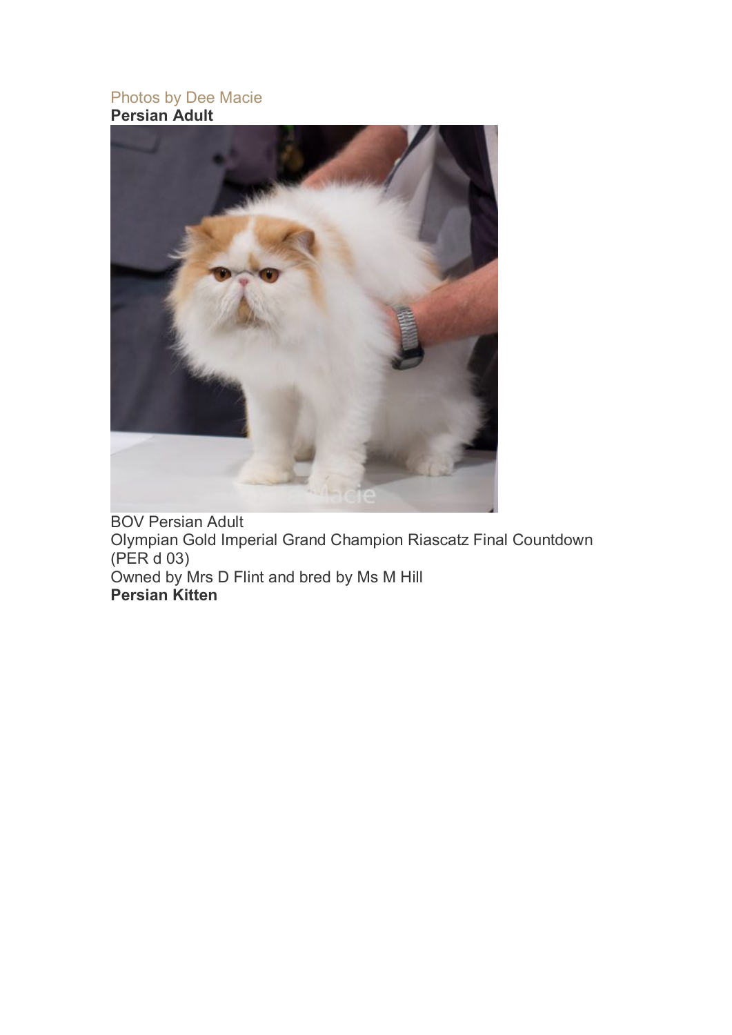Photos by Dee Macie

**Persian Adult**

BOV Persian Adult
Olympian Gold Imperial Grand Champion Riascatz Final Countdown (PER d 03)
Owned by Mrs D Flint and bred by Ms M Hill

**Persian Kitten**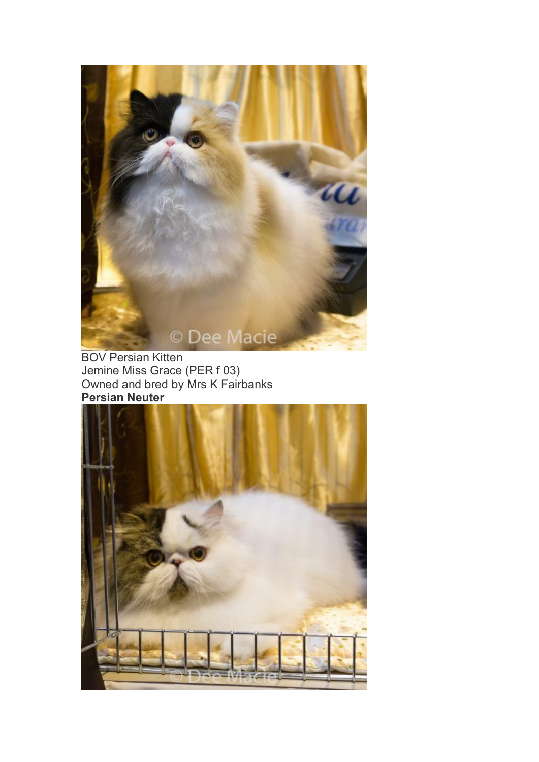BOV Persian Kitten
Jemine Miss Grace (PER f 03)
Owned and bred by Mrs K Fairbanks

**Persian Neuter**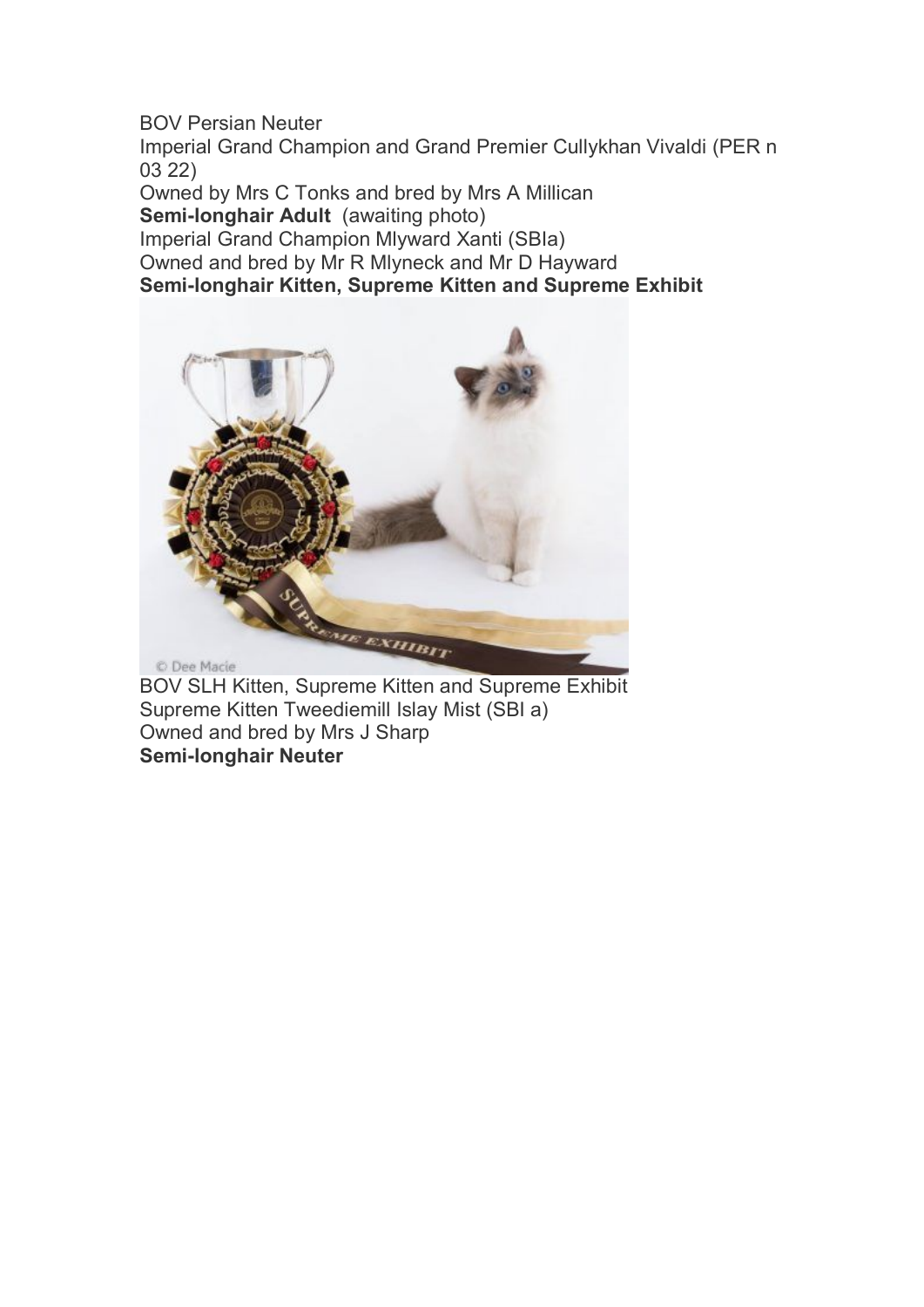BOV Persian Neuter
Imperial Grand Champion and Grand Premier Cullykhan Vivaldi (PER n 03 22)
Owned by Mrs C Tonks and bred by Mrs A Millican

**Semi-longhair Adult** (awaiting photo)
Imperial Grand Champion Mlyward Xanti (SBIa)
Owned and bred by Mr R Mlyneck and Mr D Hayward

**Semi-longhair Kitten, Supreme Kitten and Supreme Exhibit**

© Dee Macie

BOV SLH Kitten, Supreme Kitten and Supreme Exhibit
Supreme Kitten Tweediemill Islay Mist (SBI a)
Owned and bred by Mrs J Sharp

**Semi-longhair Neuter**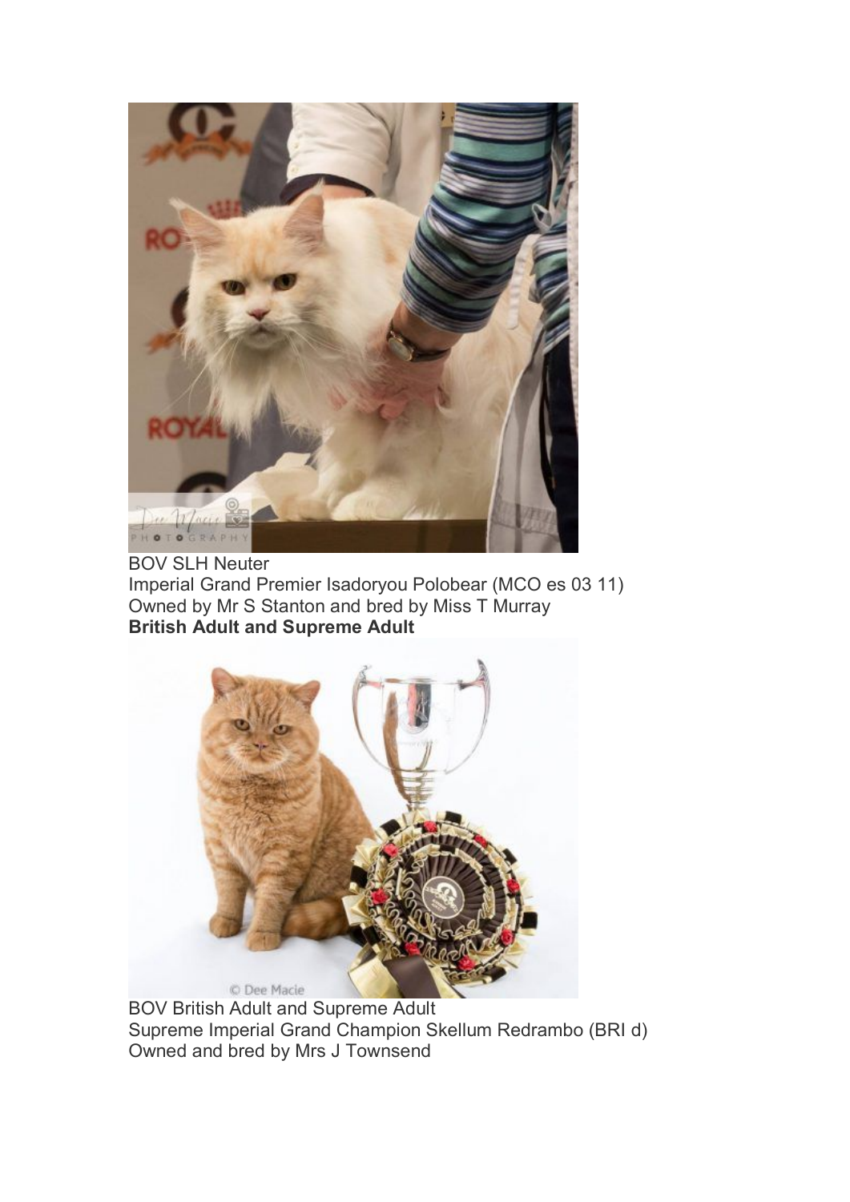BOV SLH Neuter
Imperial Grand Premier Isadoryou Polobear (MCO es 03 11)
Owned by Mr S Stanton and bred by Miss T Murray

**British Adult and Supreme Adult**

BOV British Adult and Supreme Adult
Supreme Imperial Grand Champion Skellum Redrambo (BRI d)
Owned and bred by Mrs J Townsend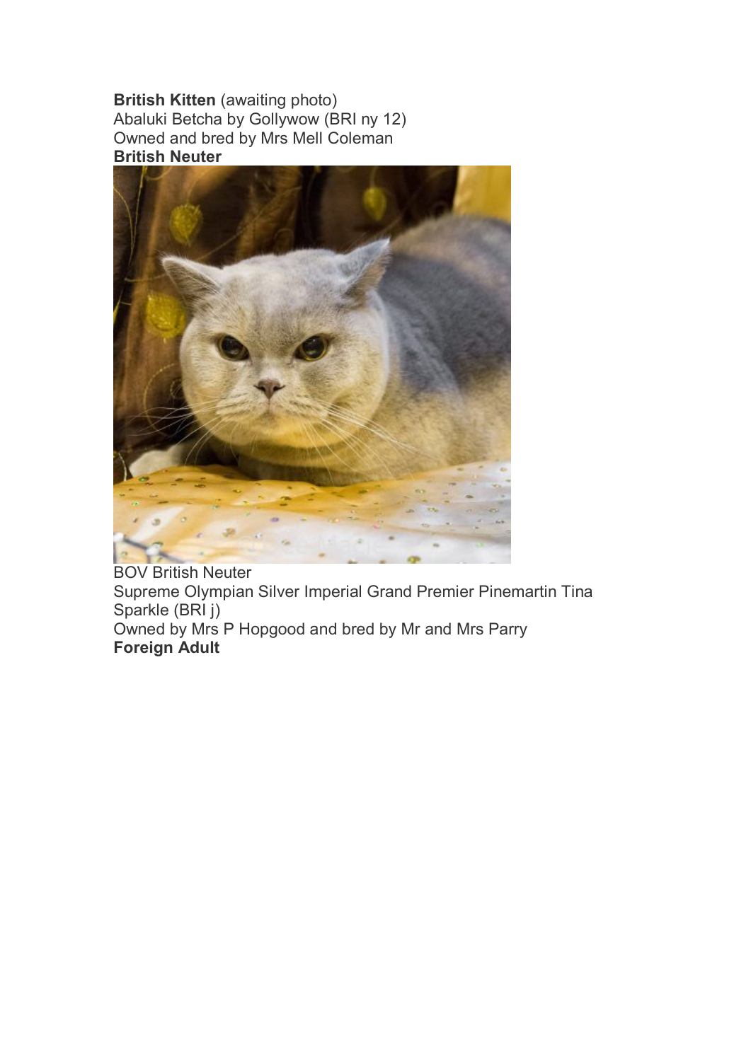**British Kitten** (awaiting photo)
Abaluki Betcha by Gollywow (BRI ny 12)
Owned and bred by Mrs Mell Coleman

**British Neuter**

BOV British Neuter
Supreme Olympian Silver Imperial Grand Premier Pinemartin Tina Sparkle (BRI j)
Owned by Mrs P Hopgood and bred by Mr and Mrs Parry

**Foreign Adult**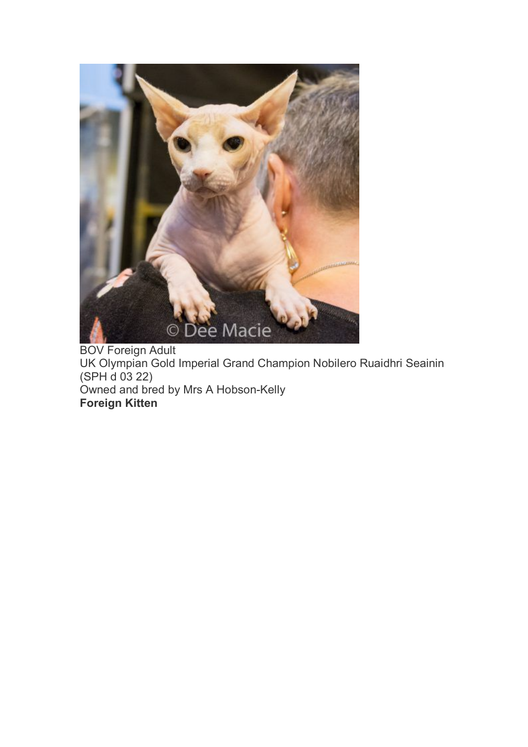BOV Foreign Adult
UK Olympian Gold Imperial Grand Champion Nobilero Ruaidhri Seainin (SPH d 03 22)
Owned and bred by Mrs A Hobson-Kelly

**Foreign Kitten**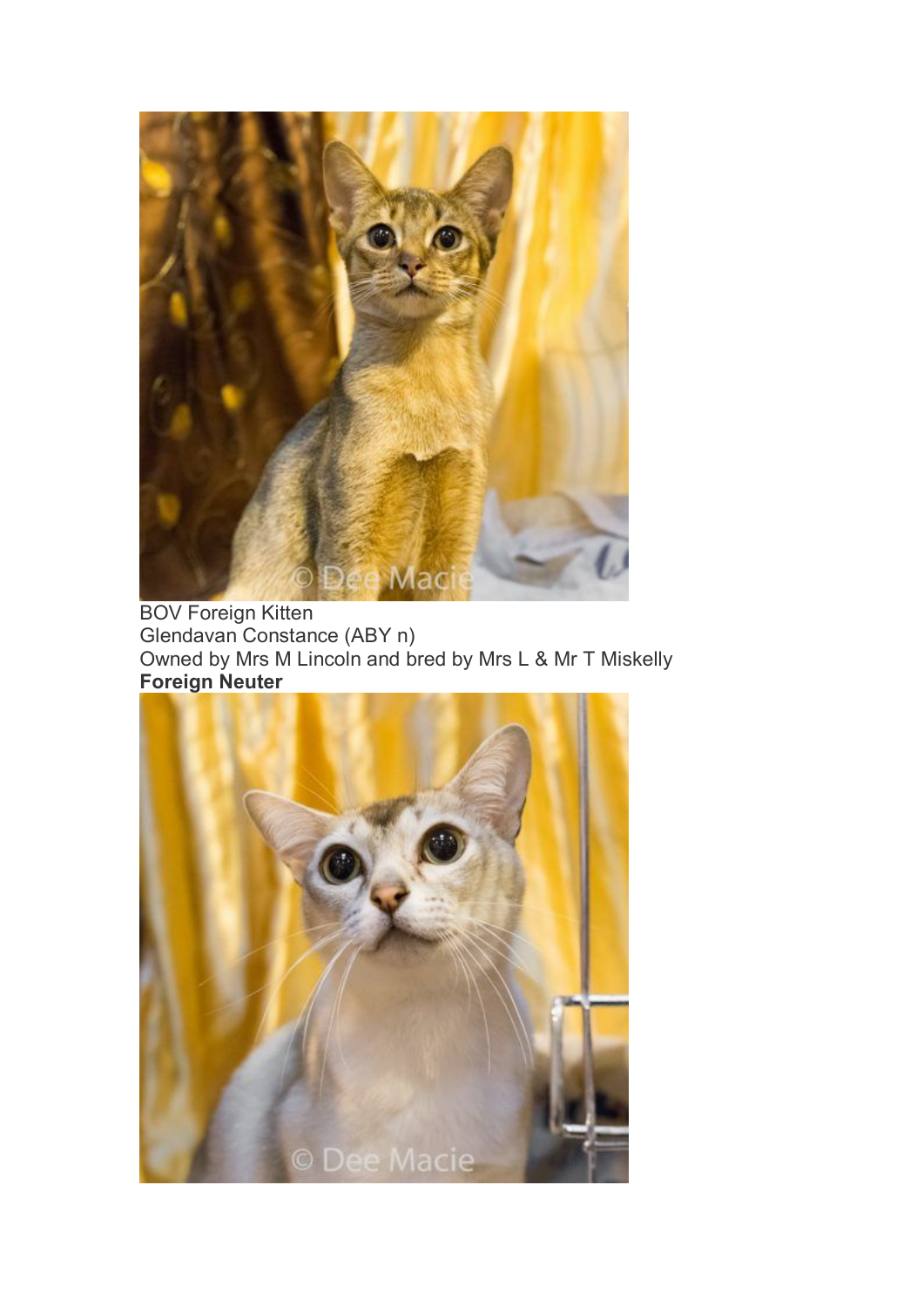BOV Foreign Kitten
Glendavan Constance (ABY n)
Owned by Mrs M Lincoln and bred by Mrs L & Mr T Miskelly

**Foreign Neuter**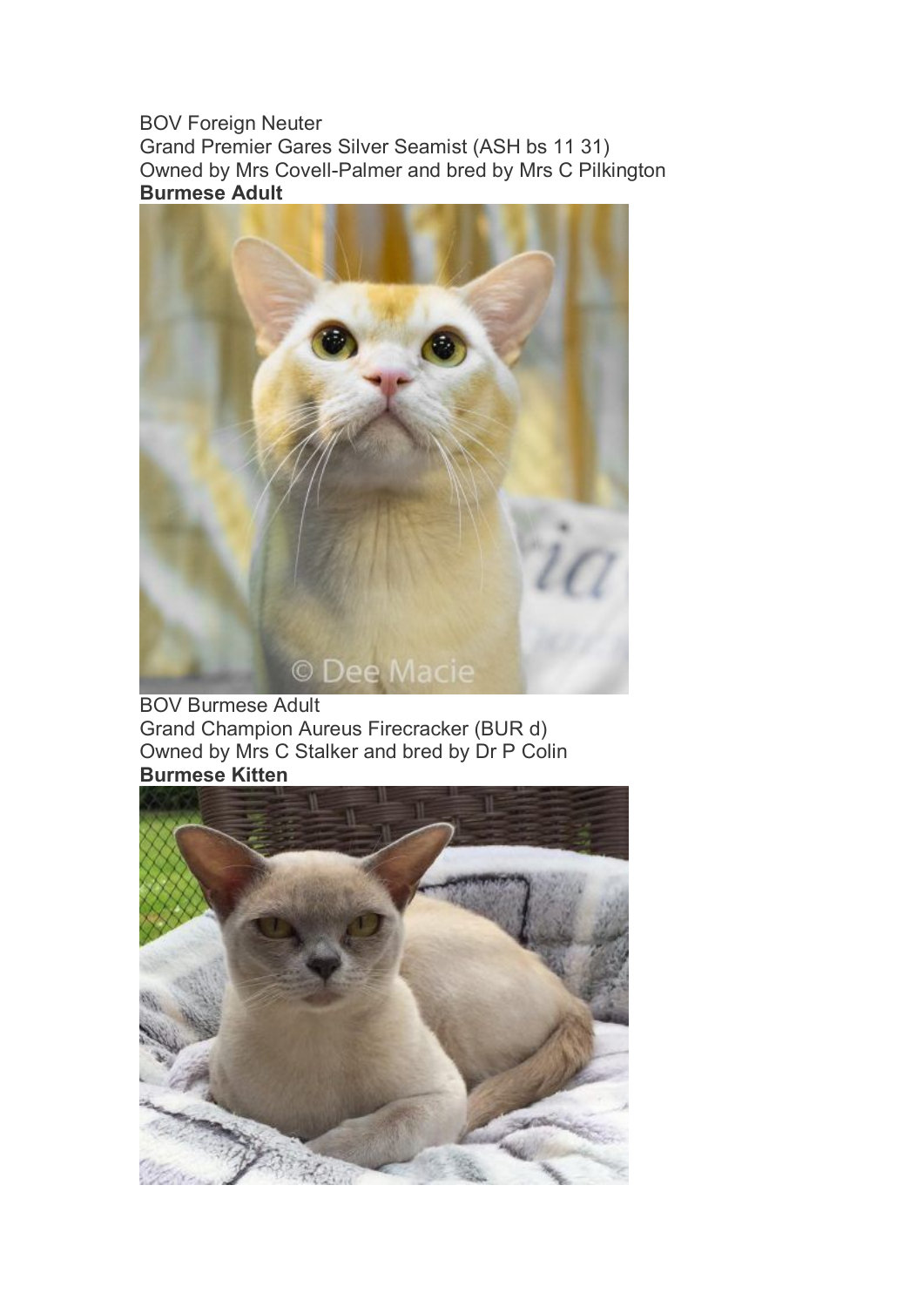BOV Foreign Neuter
Grand Premier Gares Silver Seamist (ASH bs 11 31)
Owned by Mrs Covell-Palmer and bred by Mrs C Pilkington

**Burmese Adult**

BOV Burmese Adult
Grand Champion Aureus Firecracker (BUR d)
Owned by Mrs C Stalker and bred by Dr P Colin

**Burmese Kitten**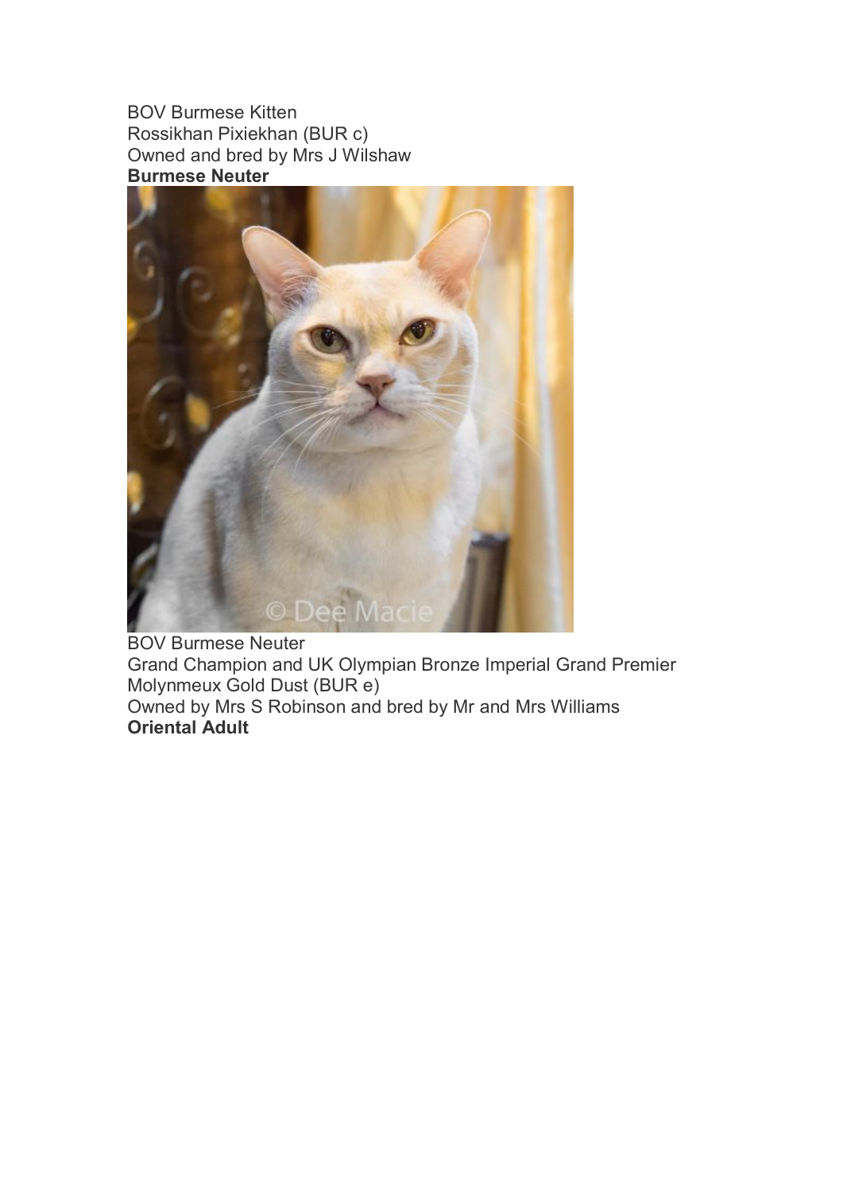BOV Burmese Kitten
Rossikhan Pixiekhan (BUR c)
Owned and bred by Mrs J Wilshaw

**Burmese Neuter**

BOV Burmese Neuter
Grand Champion and UK Olympian Bronze Imperial Grand Premier Molynmeux Gold Dust (BUR e)
Owned by Mrs S Robinson and bred by Mr and Mrs Williams

**Oriental Adult**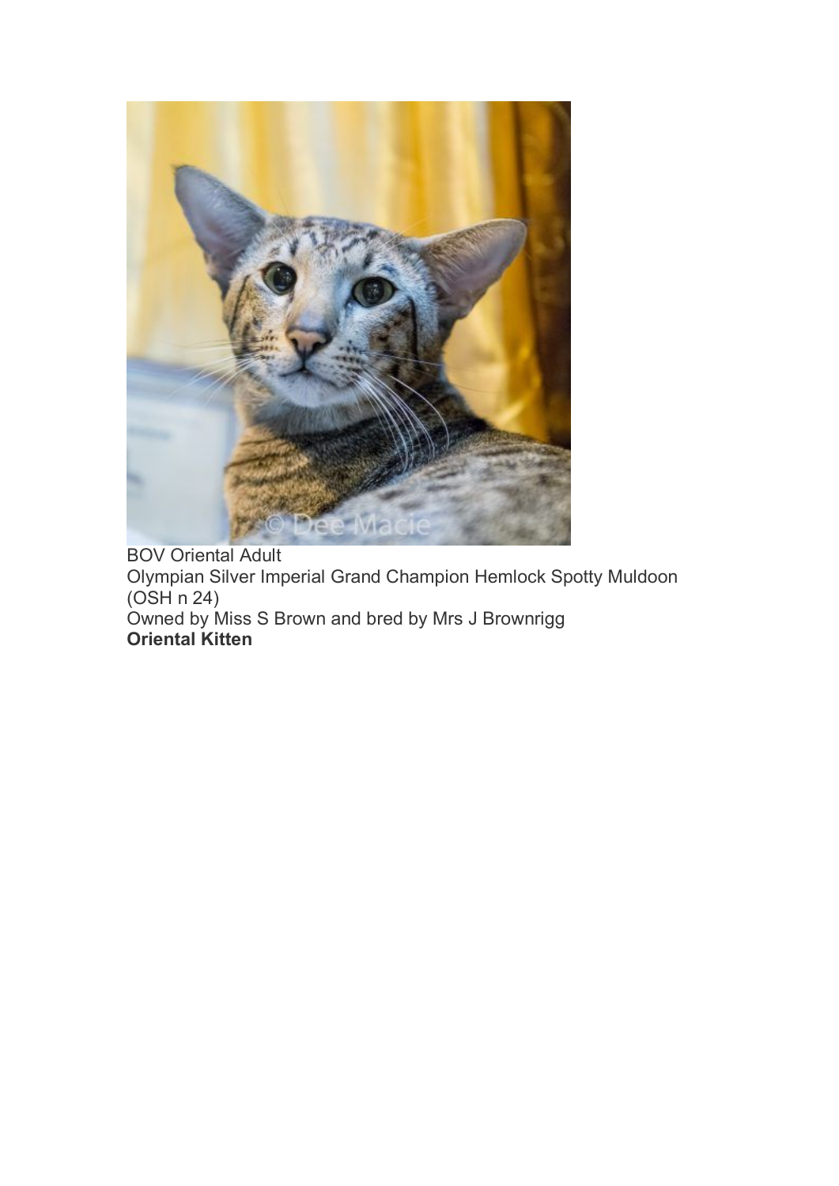BOV Oriental Adult
Olympian Silver Imperial Grand Champion Hemlock Spotty Muldoon (OSH n 24)
Owned by Miss S Brown and bred by Mrs J Brownrigg

**Oriental Kitten**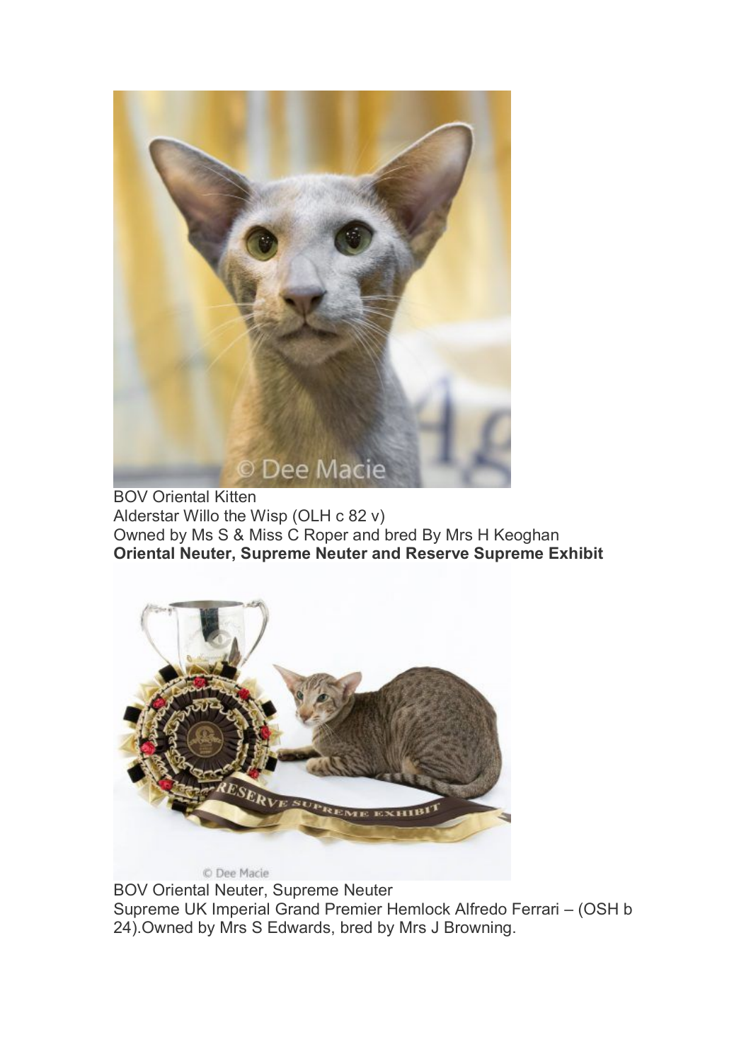BOV Oriental Kitten
Alderstar Willo the Wisp (OLH c 82 v)
Owned by Ms S & Miss C Roper and bred By Mrs H Keoghan

**Oriental Neuter, Supreme Neuter and Reserve Supreme Exhibit**

BOV Oriental Neuter, Supreme Neuter
Supreme UK Imperial Grand Premier Hemlock Alfredo Ferrari – (OSH b 24).Owned by Mrs S Edwards, bred by Mrs J Browning.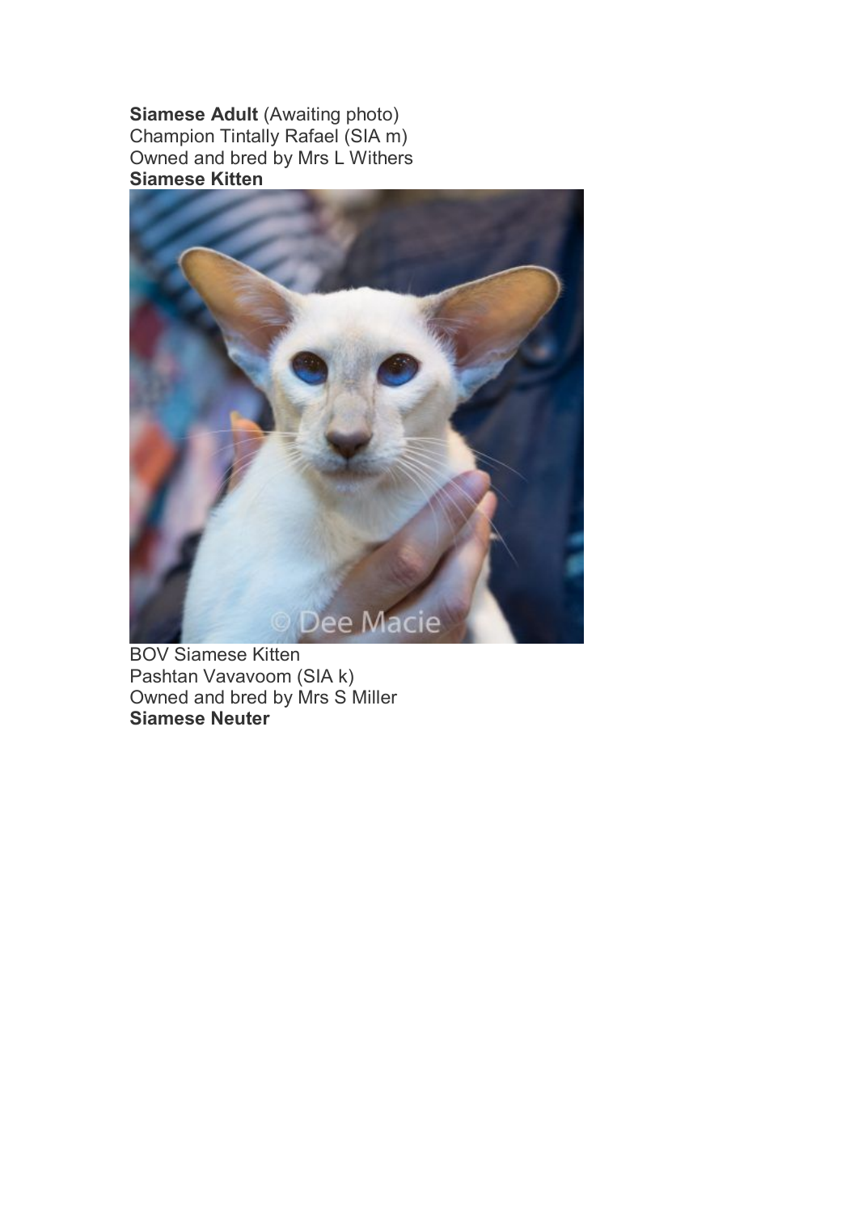**Siamese Adult** (Awaiting photo)
Champion Tintally Rafael (SIA m)
Owned and bred by Mrs L Withers

**Siamese Kitten**

BOV Siamese Kitten
Pashtan Vavavoom (SIA k)
Owned and bred by Mrs S Miller

**Siamese Neuter**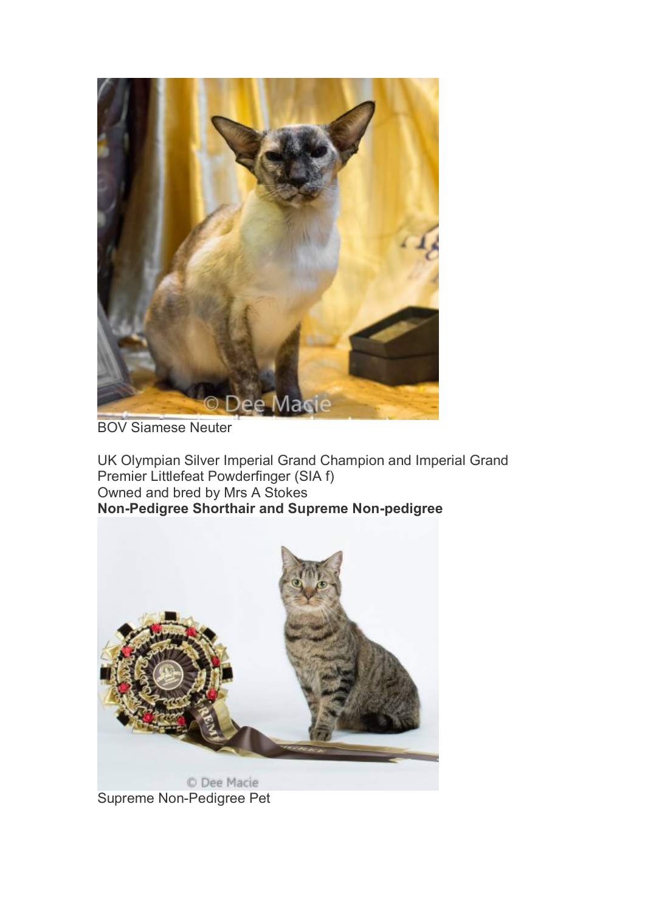BOV Siamese Neuter

UK Olympian Silver Imperial Grand Champion and Imperial Grand Premier Littlefeat Powderfinger (SIA f)
Owned and bred by Mrs A Stokes
**Non-Pedigree Shorthair and Supreme Non-pedigree**

Supreme Non-Pedigree Pet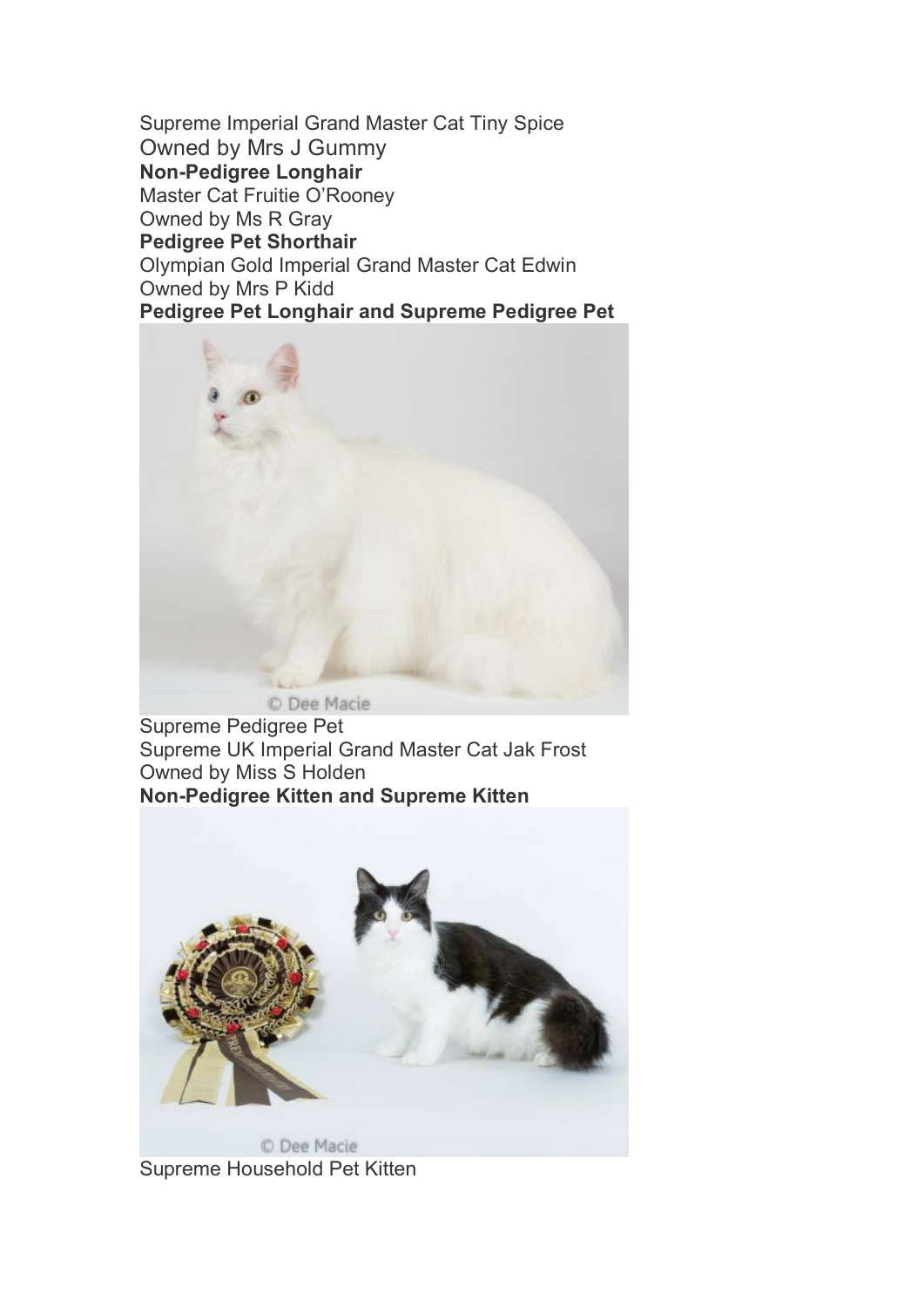Supreme Imperial Grand Master Cat Tiny Spice
Owned by Mrs J Gummy
**Non-Pedigree Longhair**
Master Cat Fruitie O'Rooney
Owned by Ms R Gray
**Pedigree Pet Shorthair**
Olympian Gold Imperial Grand Master Cat Edwin
Owned by Mrs P Kidd
**Pedigree Pet Longhair and Supreme Pedigree Pet**

© Dee Macie

Supreme Pedigree Pet
Supreme UK Imperial Grand Master Cat Jak Frost
Owned by Miss S Holden
**Non-Pedigree Kitten and Supreme Kitten**

© Dee Macie

Supreme Household Pet Kitten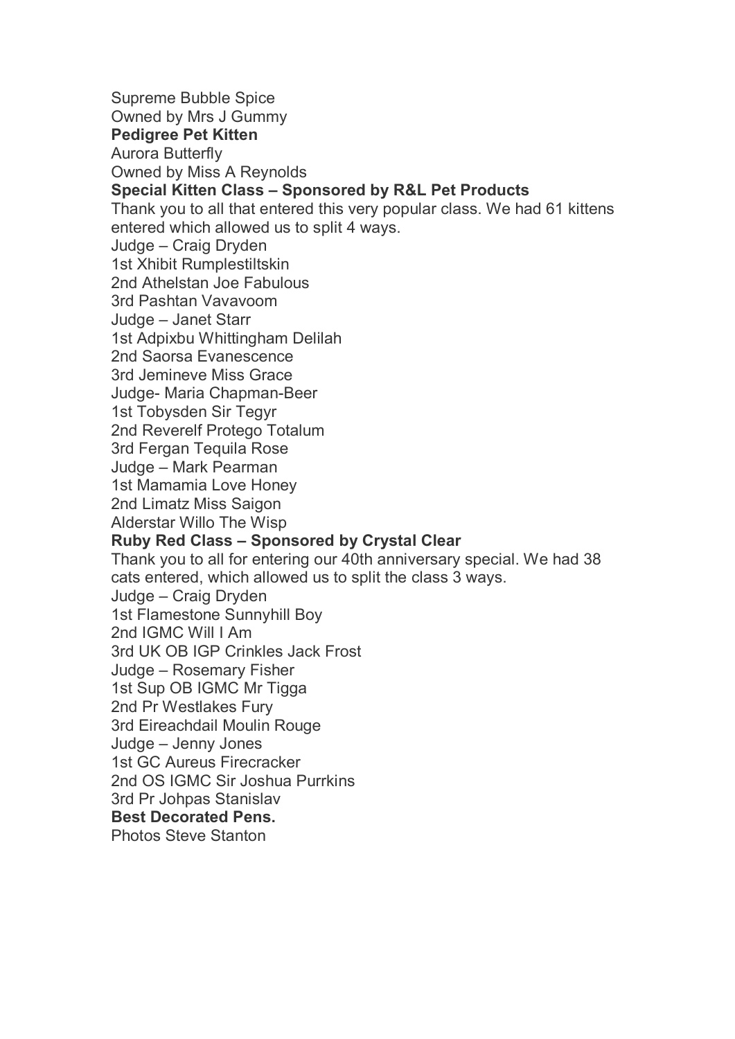Supreme Bubble Spice
Owned by Mrs J Gummy

**Pedigree Pet Kitten**

Aurora Butterfly
Owned by Miss A Reynolds

**Special Kitten Class – Sponsored by R&L Pet Products**

Thank you to all that entered this very popular class. We had 61 kittens entered which allowed us to split 4 ways.

Judge – Craig Dryden
1st Xhibit Rumplestiltskin
2nd Athelstan Joe Fabulous
3rd Pashtan Vavavoom

Judge – Janet Starr
1st Adpixbu Whittingham Delilah
2nd Saorsa Evanescence
3rd Jemineve Miss Grace

Judge- Maria Chapman-Beer
1st Tobysden Sir Tegyr
2nd Reverelf Protego Totalum
3rd Fergan Tequila Rose

Judge – Mark Pearman
1st Mamamia Love Honey
2nd Limatz Miss Saigon
Alderstar Willo The Wisp

**Ruby Red Class – Sponsored by Crystal Clear**

Thank you to all for entering our 40th anniversary special. We had 38 cats entered, which allowed us to split the class 3 ways.

Judge – Craig Dryden
1st Flamestone Sunnyhill Boy
2nd IGMC Will I Am
3rd UK OB IGP Crinkles Jack Frost

Judge – Rosemary Fisher
1st Sup OB IGMC Mr Tigga
2nd Pr Westlakes Fury
3rd Eireachdail Moulin Rouge

Judge – Jenny Jones
1st GC Aureus Firecracker
2nd OS IGMC Sir Joshua Purrkins
3rd Pr Johpas Stanislav

**Best Decorated Pens.**

Photos Steve Stanton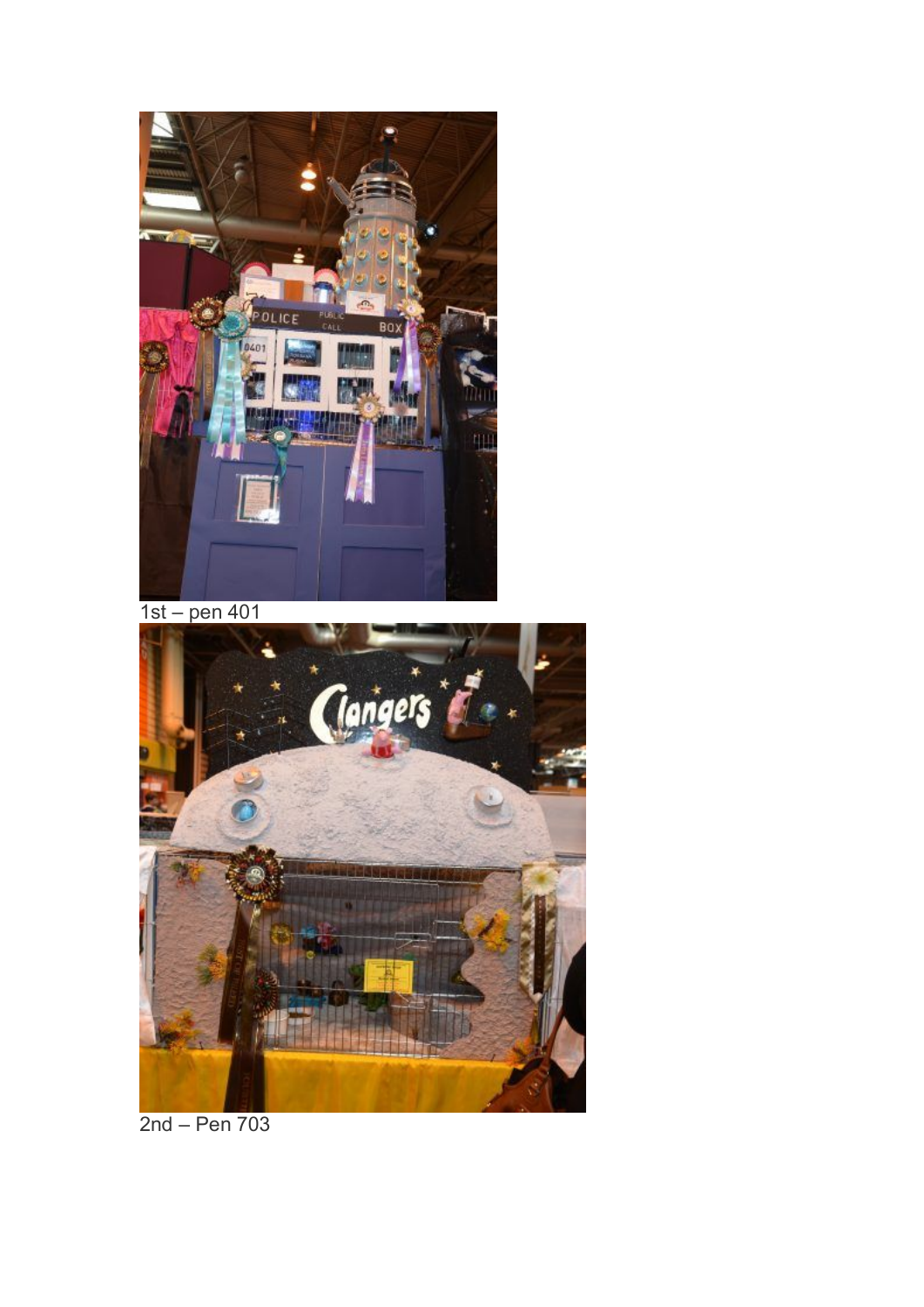1st – pen 401

2nd – Pen 703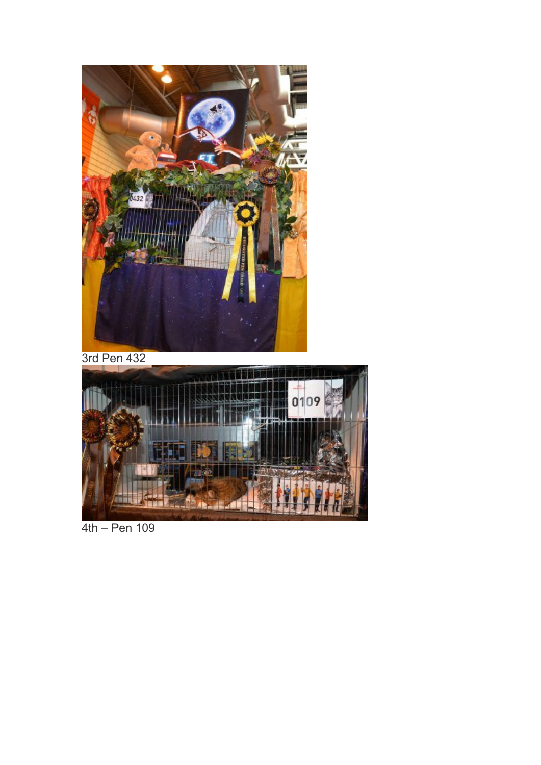3rd Pen 432

4th – Pen 109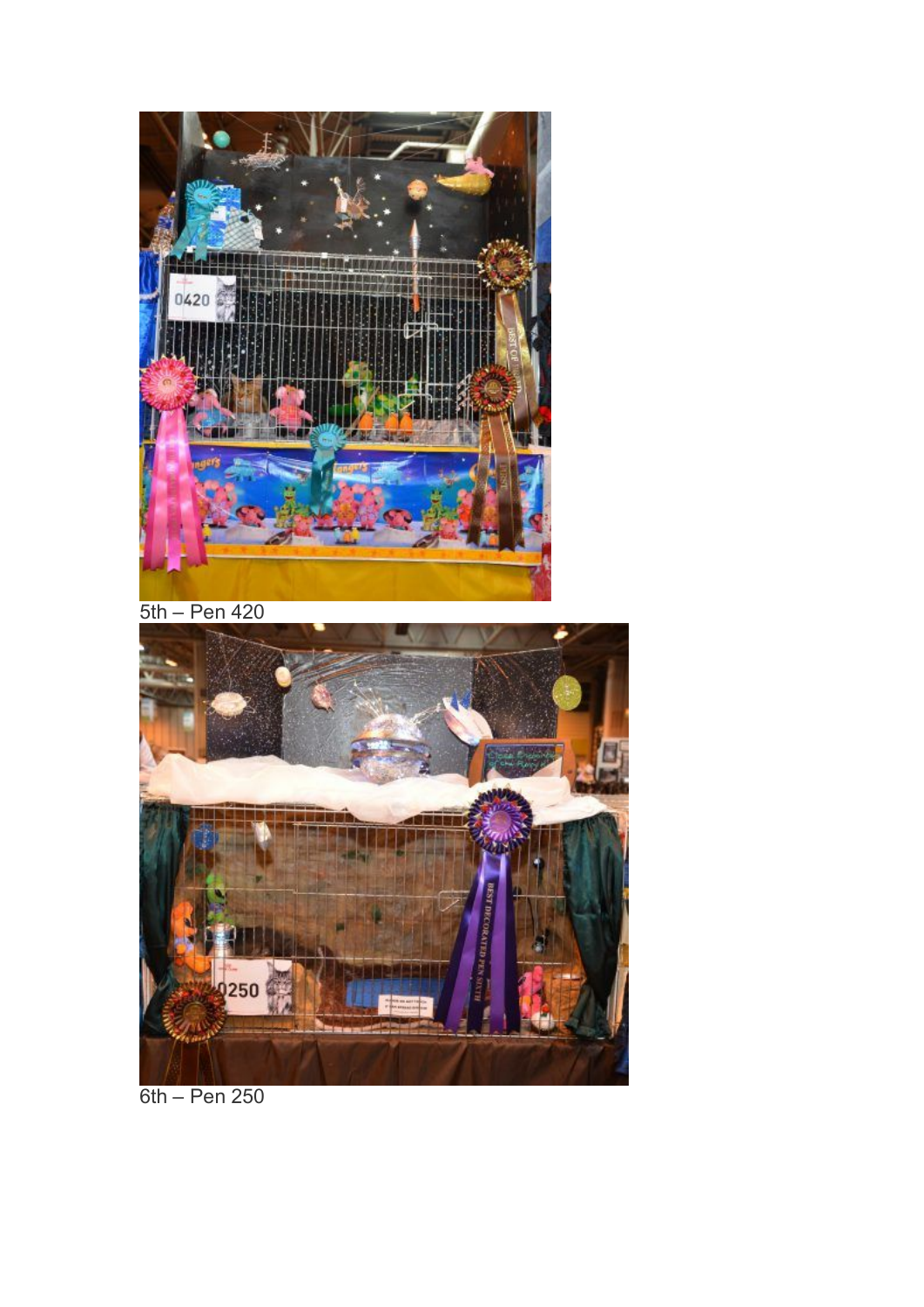5th – Pen 420

6th – Pen 250